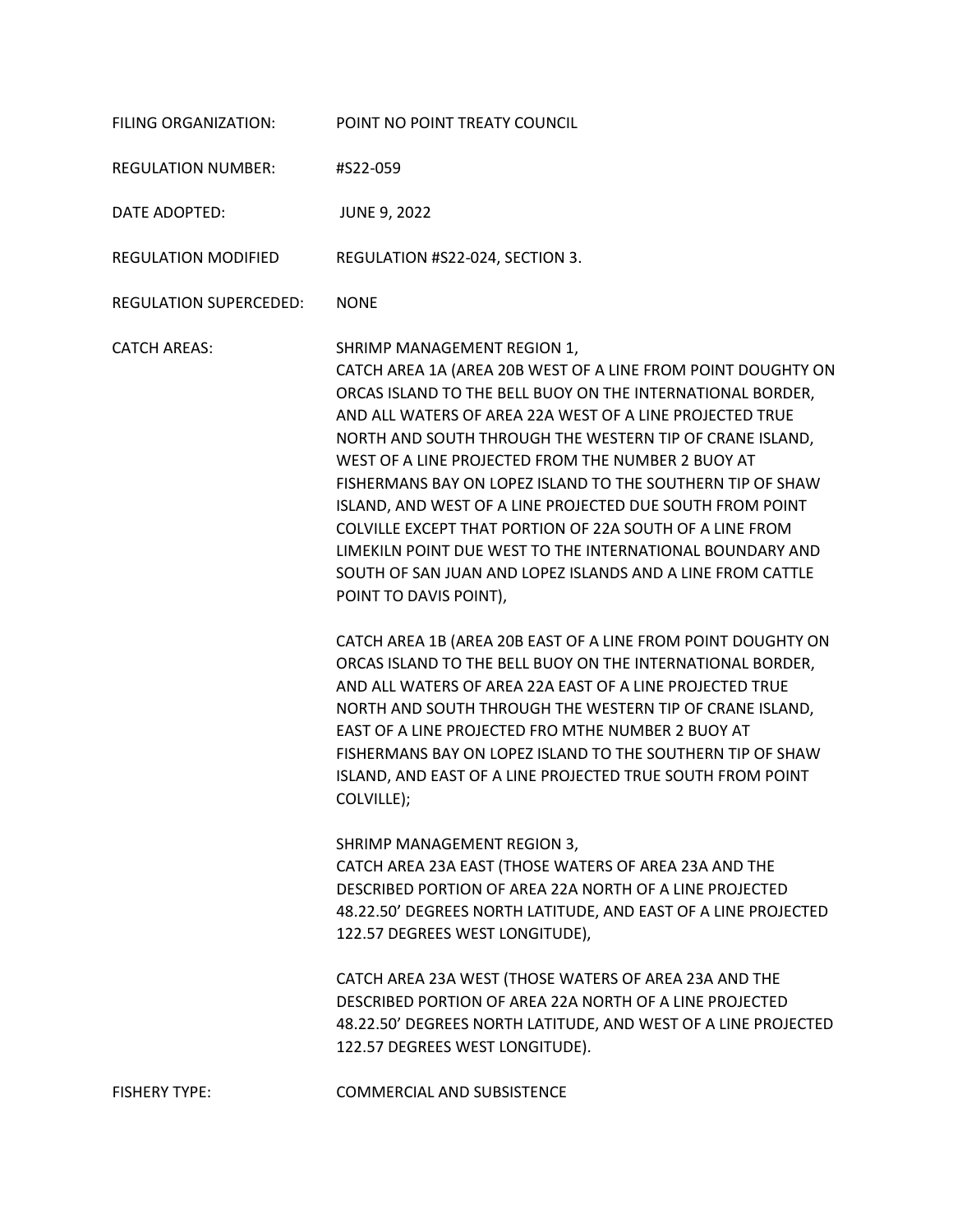FILING ORGANIZATION: POINT NO POINT TREATY COUNCIL

REGULATION NUMBER: #S22-059

DATE ADOPTED: JUNE 9, 2022

REGULATION MODIFIED REGULATION #S22-024, SECTION 3.

REGULATION SUPERCEDED: NONE

CATCH AREAS: SHRIMP MANAGEMENT REGION 1,
CATCH AREA 1A (AREA 20B WEST OF A LINE FROM POINT DOUGHTY ON ORCAS ISLAND TO THE BELL BUOY ON THE INTERNATIONAL BORDER, AND ALL WATERS OF AREA 22A WEST OF A LINE PROJECTED TRUE NORTH AND SOUTH THROUGH THE WESTERN TIP OF CRANE ISLAND, WEST OF A LINE PROJECTED FROM THE NUMBER 2 BUOY AT FISHERMANS BAY ON LOPEZ ISLAND TO THE SOUTHERN TIP OF SHAW ISLAND, AND WEST OF A LINE PROJECTED DUE SOUTH FROM POINT COLVILLE EXCEPT THAT PORTION OF 22A SOUTH OF A LINE FROM LIMEKILN POINT DUE WEST TO THE INTERNATIONAL BOUNDARY AND SOUTH OF SAN JUAN AND LOPEZ ISLANDS AND A LINE FROM CATTLE POINT TO DAVIS POINT),

CATCH AREA 1B (AREA 20B EAST OF A LINE FROM POINT DOUGHTY ON ORCAS ISLAND TO THE BELL BUOY ON THE INTERNATIONAL BORDER, AND ALL WATERS OF AREA 22A EAST OF A LINE PROJECTED TRUE NORTH AND SOUTH THROUGH THE WESTERN TIP OF CRANE ISLAND, EAST OF A LINE PROJECTED FRO MTHE NUMBER 2 BUOY AT FISHERMANS BAY ON LOPEZ ISLAND TO THE SOUTHERN TIP OF SHAW ISLAND, AND EAST OF A LINE PROJECTED TRUE SOUTH FROM POINT COLVILLE);

SHRIMP MANAGEMENT REGION 3,
CATCH AREA 23A EAST (THOSE WATERS OF AREA 23A AND THE DESCRIBED PORTION OF AREA 22A NORTH OF A LINE PROJECTED 48.22.50' DEGREES NORTH LATITUDE, AND EAST OF A LINE PROJECTED 122.57 DEGREES WEST LONGITUDE),

CATCH AREA 23A WEST (THOSE WATERS OF AREA 23A AND THE DESCRIBED PORTION OF AREA 22A NORTH OF A LINE PROJECTED 48.22.50' DEGREES NORTH LATITUDE, AND WEST OF A LINE PROJECTED 122.57 DEGREES WEST LONGITUDE).

FISHERY TYPE: COMMERCIAL AND SUBSISTENCE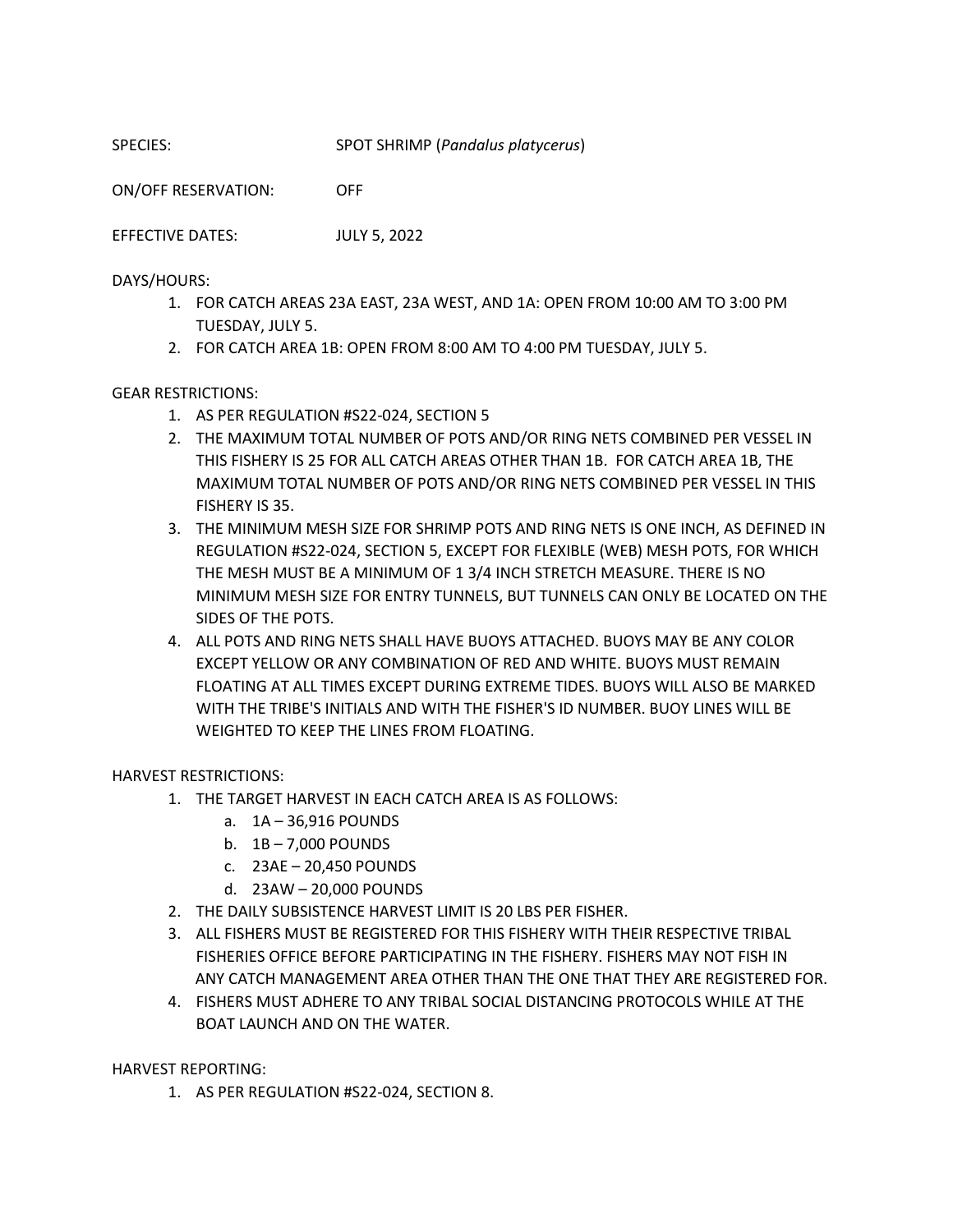SPECIES: SPOT SHRIMP (*Pandalus platycerus*)

ON/OFF RESERVATION: OFF

EFFECTIVE DATES: JULY 5, 2022

DAYS/HOURS:

1. FOR CATCH AREAS 23A EAST, 23A WEST, AND 1A: OPEN FROM 10:00 AM TO 3:00 PM TUESDAY, JULY 5.
2. FOR CATCH AREA 1B: OPEN FROM 8:00 AM TO 4:00 PM TUESDAY, JULY 5.

GEAR RESTRICTIONS:

1. AS PER REGULATION #S22-024, SECTION 5
2. THE MAXIMUM TOTAL NUMBER OF POTS AND/OR RING NETS COMBINED PER VESSEL IN THIS FISHERY IS 25 FOR ALL CATCH AREAS OTHER THAN 1B. FOR CATCH AREA 1B, THE MAXIMUM TOTAL NUMBER OF POTS AND/OR RING NETS COMBINED PER VESSEL IN THIS FISHERY IS 35.
3. THE MINIMUM MESH SIZE FOR SHRIMP POTS AND RING NETS IS ONE INCH, AS DEFINED IN REGULATION #S22-024, SECTION 5, EXCEPT FOR FLEXIBLE (WEB) MESH POTS, FOR WHICH THE MESH MUST BE A MINIMUM OF 1 3/4 INCH STRETCH MEASURE. THERE IS NO MINIMUM MESH SIZE FOR ENTRY TUNNELS, BUT TUNNELS CAN ONLY BE LOCATED ON THE SIDES OF THE POTS.
4. ALL POTS AND RING NETS SHALL HAVE BUOYS ATTACHED. BUOYS MAY BE ANY COLOR EXCEPT YELLOW OR ANY COMBINATION OF RED AND WHITE. BUOYS MUST REMAIN FLOATING AT ALL TIMES EXCEPT DURING EXTREME TIDES. BUOYS WILL ALSO BE MARKED WITH THE TRIBE'S INITIALS AND WITH THE FISHER'S ID NUMBER. BUOY LINES WILL BE WEIGHTED TO KEEP THE LINES FROM FLOATING.

HARVEST RESTRICTIONS:

1. THE TARGET HARVEST IN EACH CATCH AREA IS AS FOLLOWS:
    a. 1A – 36,916 POUNDS
    b. 1B – 7,000 POUNDS
    c. 23AE – 20,450 POUNDS
    d. 23AW – 20,000 POUNDS
2. THE DAILY SUBSISTENCE HARVEST LIMIT IS 20 LBS PER FISHER.
3. ALL FISHERS MUST BE REGISTERED FOR THIS FISHERY WITH THEIR RESPECTIVE TRIBAL FISHERIES OFFICE BEFORE PARTICIPATING IN THE FISHERY. FISHERS MAY NOT FISH IN ANY CATCH MANAGEMENT AREA OTHER THAN THE ONE THAT THEY ARE REGISTERED FOR.
4. FISHERS MUST ADHERE TO ANY TRIBAL SOCIAL DISTANCING PROTOCOLS WHILE AT THE BOAT LAUNCH AND ON THE WATER.

HARVEST REPORTING:

1. AS PER REGULATION #S22-024, SECTION 8.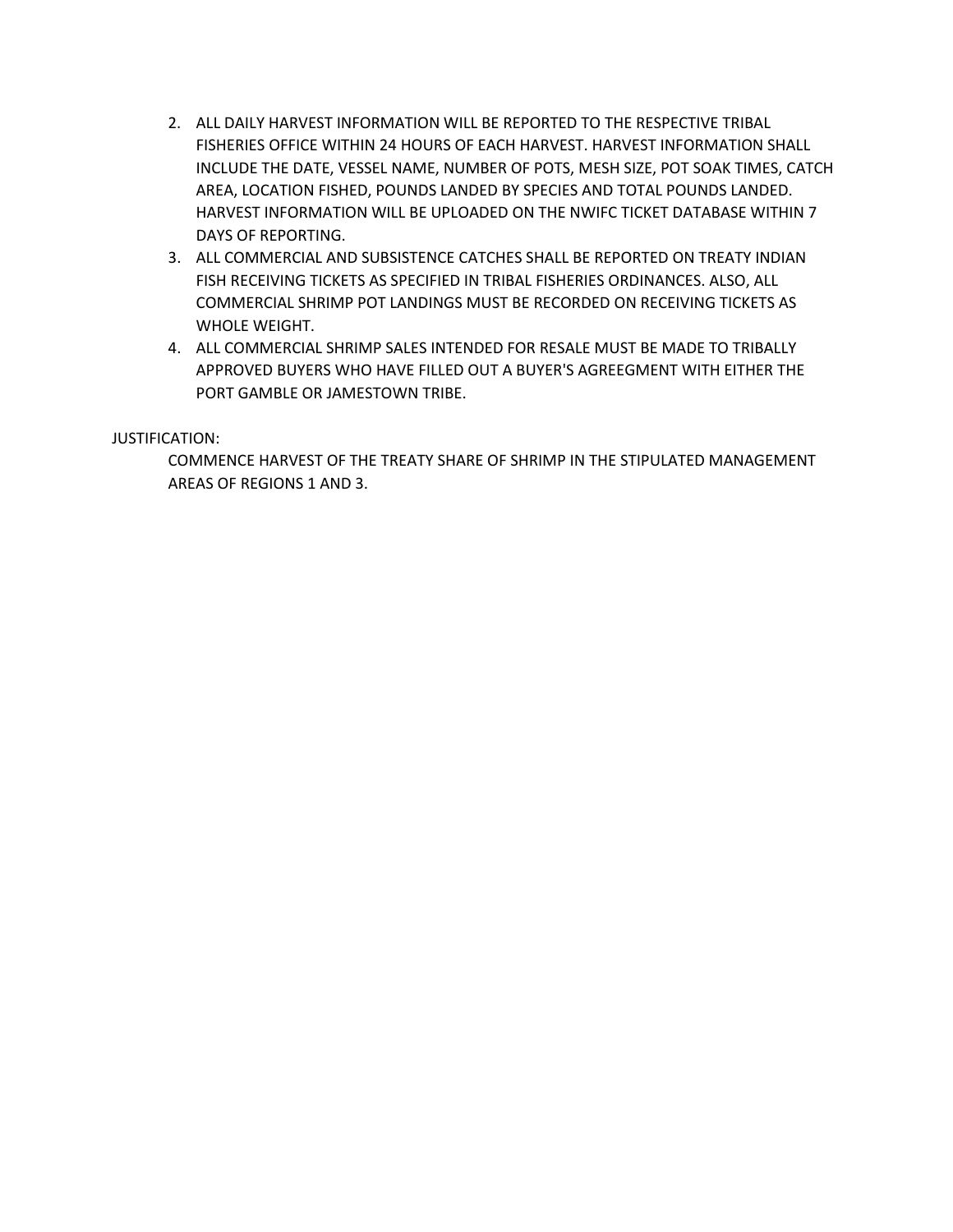2. ALL DAILY HARVEST INFORMATION WILL BE REPORTED TO THE RESPECTIVE TRIBAL FISHERIES OFFICE WITHIN 24 HOURS OF EACH HARVEST. HARVEST INFORMATION SHALL INCLUDE THE DATE, VESSEL NAME, NUMBER OF POTS, MESH SIZE, POT SOAK TIMES, CATCH AREA, LOCATION FISHED, POUNDS LANDED BY SPECIES AND TOTAL POUNDS LANDED. HARVEST INFORMATION WILL BE UPLOADED ON THE NWIFC TICKET DATABASE WITHIN 7 DAYS OF REPORTING.
3. ALL COMMERCIAL AND SUBSISTENCE CATCHES SHALL BE REPORTED ON TREATY INDIAN FISH RECEIVING TICKETS AS SPECIFIED IN TRIBAL FISHERIES ORDINANCES. ALSO, ALL COMMERCIAL SHRIMP POT LANDINGS MUST BE RECORDED ON RECEIVING TICKETS AS WHOLE WEIGHT.
4. ALL COMMERCIAL SHRIMP SALES INTENDED FOR RESALE MUST BE MADE TO TRIBALLY APPROVED BUYERS WHO HAVE FILLED OUT A BUYER'S AGREEGMENT WITH EITHER THE PORT GAMBLE OR JAMESTOWN TRIBE.

JUSTIFICATION:

COMMENCE HARVEST OF THE TREATY SHARE OF SHRIMP IN THE STIPULATED MANAGEMENT AREAS OF REGIONS 1 AND 3.